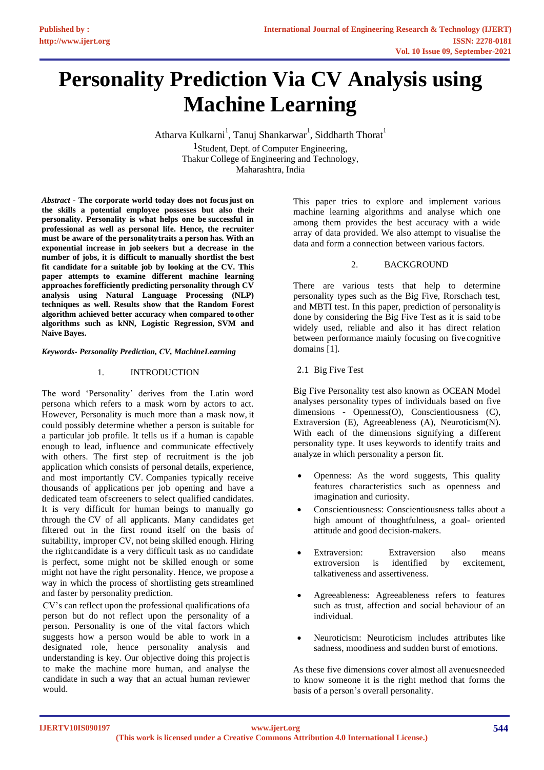# Personality Prediction Via CV Analysis using Machine Learning

Atharva Kulkarni[1], Tanuj Shankarwar[1], Siddharth Thorat[1]

[1]Student, Dept. of Computer Engineering,
Thakur College of Engineering and Technology,
Maharashtra, India

***Abstract* - The corporate world today does not focus just on the skills a potential employee possesses but also their personality. Personality is what helps one be successful in professional as well as personal life. Hence, the recruiter must be aware of the personality traits a person has. With an exponential increase in job seekers but a decrease in the number of jobs, it is difficult to manually shortlist the best fit candidate for a suitable job by looking at the CV. This paper attempts to examine different machine learning approaches for efficiently predicting personality through CV analysis using Natural Language Processing (NLP) techniques as well. Results show that the Random Forest algorithm achieved better accuracy when compared to other algorithms such as kNN, Logistic Regression, SVM and Naive Bayes.**

***Keywords- Personality Prediction, CV, MachineLearning***

## 1. INTRODUCTION

The word 'Personality' derives from the Latin word persona which refers to a mask worn by actors to act. However, Personality is much more than a mask now, it could possibly determine whether a person is suitable for a particular job profile. It tells us if a human is capable enough to lead, influence and communicate effectively with others. The first step of recruitment is the job application which consists of personal details, experience, and most importantly CV. Companies typically receive thousands of applications per job opening and have a dedicated team of screeners to select qualified candidates. It is very difficult for human beings to manually go through the CV of all applicants. Many candidates get filtered out in the first round itself on the basis of suitability, improper CV, not being skilled enough. Hiring the right candidate is a very difficult task as no candidate is perfect, some might not be skilled enough or some might not have the right personality. Hence, we propose a way in which the process of shortlisting gets streamlined and faster by personality prediction.

CV's can reflect upon the professional qualifications of a person but do not reflect upon the personality of a person. Personality is one of the vital factors which suggests how a person would be able to work in a designated role, hence personality analysis and understanding is key. Our objective doing this project is to make the machine more human, and analyse the candidate in such a way that an actual human reviewer would.

This paper tries to explore and implement various machine learning algorithms and analyse which one among them provides the best accuracy with a wide array of data provided. We also attempt to visualise the data and form a connection between various factors.

## 2. BACKGROUND

There are various tests that help to determine personality types such as the Big Five, Rorschach test, and MBTI test. In this paper, prediction of personality is done by considering the Big Five Test as it is said to be widely used, reliable and also it has direct relation between performance mainly focusing on five cognitive domains [1].

### 2.1 Big Five Test

Big Five Personality test also known as OCEAN Model analyses personality types of individuals based on five dimensions - Openness(O), Conscientiousness (C), Extraversion (E), Agreeableness (A), Neuroticism(N). With each of the dimensions signifying a different personality type. It uses keywords to identify traits and analyze in which personality a person fit.

- Openness: As the word suggests, This quality features characteristics such as openness and imagination and curiosity.
- Conscientiousness: Conscientiousness talks about a high amount of thoughtfulness, a goal- oriented attitude and good decision-makers.
- Extraversion: Extraversion also means extroversion is identified by excitement, talkativeness and assertiveness.
- Agreeableness: Agreeableness refers to features such as trust, affection and social behaviour of an individual.
- Neuroticism: Neuroticism includes attributes like sadness, moodiness and sudden burst of emotions.

As these five dimensions cover almost all avenues needed to know someone it is the right method that forms the basis of a person's overall personality.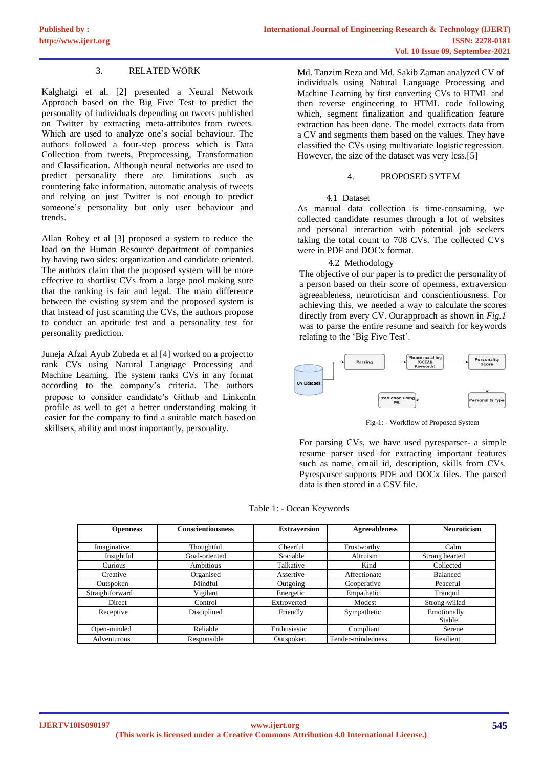## 3. RELATED WORK

Kalghatgi et al. [2] presented a Neural Network Approach based on the Big Five Test to predict the personality of individuals depending on tweets published on Twitter by extracting meta-attributes from tweets. Which are used to analyze one's social behaviour. The authors followed a four-step process which is Data Collection from tweets, Preprocessing, Transformation and Classification. Although neural networks are used to predict personality there are limitations such as countering fake information, automatic analysis of tweets and relying on just Twitter is not enough to predict someone's personality but only user behaviour and trends.

Allan Robey et al [3] proposed a system to reduce the load on the Human Resource department of companies by having two sides: organization and candidate oriented. The authors claim that the proposed system will be more effective to shortlist CVs from a large pool making sure that the ranking is fair and legal. The main difference between the existing system and the proposed system is that instead of just scanning the CVs, the authors propose to conduct an aptitude test and a personality test for personality prediction.

Juneja Afzal Ayub Zubeda et al [4] worked on a projectto rank CVs using Natural Language Processing and Machine Learning. The system ranks CVs in any format according to the company's criteria. The authors propose to consider candidate's Github and LinkenIn profile as well to get a better understanding making it easier for the company to find a suitable match based on skillsets, ability and most importantly, personality.

Md. Tanzim Reza and Md. Sakib Zaman analyzed CV of individuals using Natural Language Processing and Machine Learning by first converting CVs to HTML and then reverse engineering to HTML code following which, segment finalization and qualification feature extraction has been done. The model extracts data from a CV and segments them based on the values. They have classified the CVs using multivariate logistic regression. However, the size of the dataset was very less.[5]

## 4. PROPOSED SYTEM

### 4.1 Dataset

As manual data collection is time-consuming, we collected candidate resumes through a lot of websites and personal interaction with potential job seekers taking the total count to 708 CVs. The collected CVs were in PDF and DOCx format.

### 4.2 Methodology

The objective of our paper is to predict the personality of a person based on their score of openness, extraversion agreeableness, neuroticism and conscientiousness. For achieving this, we needed a way to calculate the scores directly from every CV. Ourapproach as shown in *Fig.1* was to parse the entire resume and search for keywords relating to the 'Big Five Test'.

CV Dataset → Parsing → Phrase matching (OCEAN Keywords) → Personality Score → Personality Type → Prediction using ML

Fig-1: - Workflow of Proposed System

For parsing CVs, we have used pyresparser- a simple resume parser used for extracting important features such as name, email id, description, skills from CVs. Pyresparser supports PDF and DOCx files. The parsed data is then stored in a CSV file.

Table 1: - Ocean Keywords

| Openness | Conscientiousness | Extraversion | Agreeableness | Neuroticism |
|---|---|---|---|---|
| Imaginative | Thoughtful | Cheerful | Trustworthy | Calm |
| Insightful | Goal-oriented | Sociable | Altruism | Strong hearted |
| Curious | Ambitious | Talkative | Kind | Collected |
| Creative | Organised | Assertive | Affectionate | Balanced |
| Outspoken | Mindful | Outgoing | Cooperative | Peaceful |
| Straightforward | Vigilant | Energetic | Empathetic | Tranquil |
| Direct | Control | Extroverted | Modest | Strong-willed |
| Receptive | Disciplined | Friendly | Sympathetic | Emotionally Stable |
| Open-minded | Reliable | Enthusiastic | Compliant | Serene |
| Adventurous | Responsible | Outspoken | Tender-mindedness | Resilient |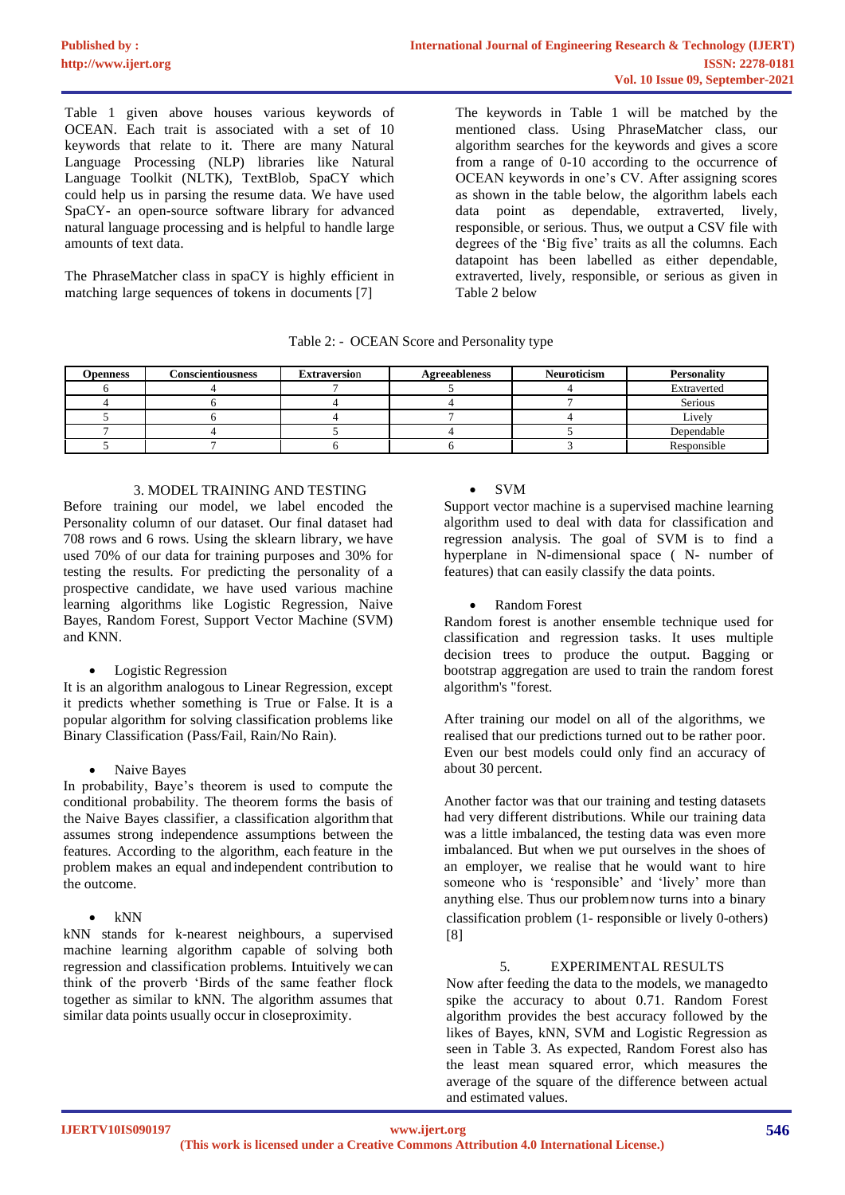Table 1 given above houses various keywords of OCEAN. Each trait is associated with a set of 10 keywords that relate to it. There are many Natural Language Processing (NLP) libraries like Natural Language Toolkit (NLTK), TextBlob, SpaCY which could help us in parsing the resume data. We have used SpaCY- an open-source software library for advanced natural language processing and is helpful to handle large amounts of text data.

The PhraseMatcher class in spaCY is highly efficient in matching large sequences of tokens in documents [7]

The keywords in Table 1 will be matched by the mentioned class. Using PhraseMatcher class, our algorithm searches for the keywords and gives a score from a range of 0-10 according to the occurrence of OCEAN keywords in one's CV. After assigning scores as shown in the table below, the algorithm labels each data point as dependable, extraverted, lively, responsible, or serious. Thus, we output a CSV file with degrees of the 'Big five' traits as all the columns. Each datapoint has been labelled as either dependable, extraverted, lively, responsible, or serious as given in Table 2 below

Table 2: - OCEAN Score and Personality type

| Openness | Conscientiousness | Extraversion | Agreeableness | Neuroticism | Personality |
|---|---|---|---|---|---|
| 6 | 4 | 7 | 5 | 4 | Extraverted |
| 4 | 6 | 4 | 4 | 7 | Serious |
| 5 | 6 | 4 | 7 | 4 | Lively |
| 7 | 4 | 5 | 4 | 5 | Dependable |
| 5 | 7 | 6 | 6 | 3 | Responsible |

## 3. MODEL TRAINING AND TESTING

Before training our model, we label encoded the Personality column of our dataset. Our final dataset had 708 rows and 6 rows. Using the sklearn library, we have used 70% of our data for training purposes and 30% for testing the results. For predicting the personality of a prospective candidate, we have used various machine learning algorithms like Logistic Regression, Naive Bayes, Random Forest, Support Vector Machine (SVM) and KNN.

- Logistic Regression

It is an algorithm analogous to Linear Regression, except it predicts whether something is True or False. It is a popular algorithm for solving classification problems like Binary Classification (Pass/Fail, Rain/No Rain).

- Naive Bayes

In probability, Baye's theorem is used to compute the conditional probability. The theorem forms the basis of the Naive Bayes classifier, a classification algorithm that assumes strong independence assumptions between the features. According to the algorithm, each feature in the problem makes an equal and independent contribution to the outcome.

- kNN

kNN stands for k-nearest neighbours, a supervised machine learning algorithm capable of solving both regression and classification problems. Intuitively we can think of the proverb 'Birds of the same feather flock together as similar to kNN. The algorithm assumes that similar data points usually occur in closeproximity.

- SVM

Support vector machine is a supervised machine learning algorithm used to deal with data for classification and regression analysis. The goal of SVM is to find a hyperplane in N-dimensional space ( N- number of features) that can easily classify the data points.

- Random Forest

Random forest is another ensemble technique used for classification and regression tasks. It uses multiple decision trees to produce the output. Bagging or bootstrap aggregation are used to train the random forest algorithm's "forest.

After training our model on all of the algorithms, we realised that our predictions turned out to be rather poor. Even our best models could only find an accuracy of about 30 percent.

Another factor was that our training and testing datasets had very different distributions. While our training data was a little imbalanced, the testing data was even more imbalanced. But when we put ourselves in the shoes of an employer, we realise that he would want to hire someone who is 'responsible' and 'lively' more than anything else. Thus our problem now turns into a binary classification problem (1- responsible or lively 0-others) [8]

## 5. EXPERIMENTAL RESULTS

Now after feeding the data to the models, we managed to spike the accuracy to about 0.71. Random Forest algorithm provides the best accuracy followed by the likes of Bayes, kNN, SVM and Logistic Regression as seen in Table 3. As expected, Random Forest also has the least mean squared error, which measures the average of the square of the difference between actual and estimated values.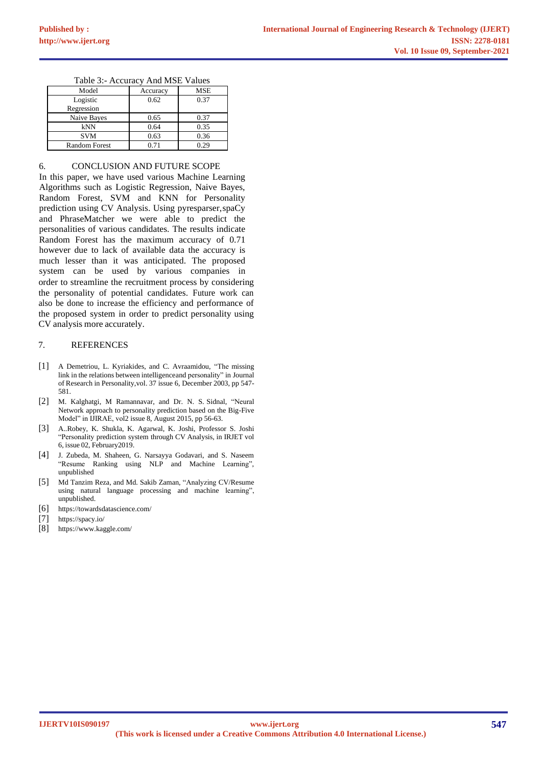Table 3:- Accuracy And MSE Values

| Model | Accuracy | MSE |
|---|---|---|
| Logistic Regression | 0.62 | 0.37 |
| Naive Bayes | 0.65 | 0.37 |
| kNN | 0.64 | 0.35 |
| SVM | 0.63 | 0.36 |
| Random Forest | 0.71 | 0.29 |

## 6. CONCLUSION AND FUTURE SCOPE

In this paper, we have used various Machine Learning Algorithms such as Logistic Regression, Naive Bayes, Random Forest, SVM and KNN for Personality prediction using CV Analysis. Using pyresparser, spaCy and PhraseMatcher we were able to predict the personalities of various candidates. The results indicate Random Forest has the maximum accuracy of 0.71 however due to lack of available data the accuracy is much lesser than it was anticipated. The proposed system can be used by various companies in order to streamline the recruitment process by considering the personality of potential candidates. Future work can also be done to increase the efficiency and performance of the proposed system in order to predict personality using CV analysis more accurately.

## 7. REFERENCES

[1] A Demetriou, L. Kyriakides, and C. Avraamidou, "The missing link in the relations between intelligenceand personality" in Journal of Research in Personality,vol. 37 issue 6, December 2003, pp 547-581.

[2] M. Kalghatgi, M Ramannavar, and Dr. N. S. Sidnal, "Neural Network approach to personality prediction based on the Big-Five Model" in IJIRAE, vol2 issue 8, August 2015, pp 56-63.

[3] A..Robey, K. Shukla, K. Agarwal, K. Joshi, Professor S. Joshi "Personality prediction system through CV Analysis, in IRJET vol 6, issue 02, February2019.

[4] J. Zubeda, M. Shaheen, G. Narsayya Godavari, and S. Naseem "Resume Ranking using NLP and Machine Learning", unpublished

[5] Md Tanzim Reza, and Md. Sakib Zaman, "Analyzing CV/Resume using natural language processing and machine learning", unpublished.

[6] https://towardsdatascience.com/

[7] https://spacy.io/

[8] https://www.kaggle.com/